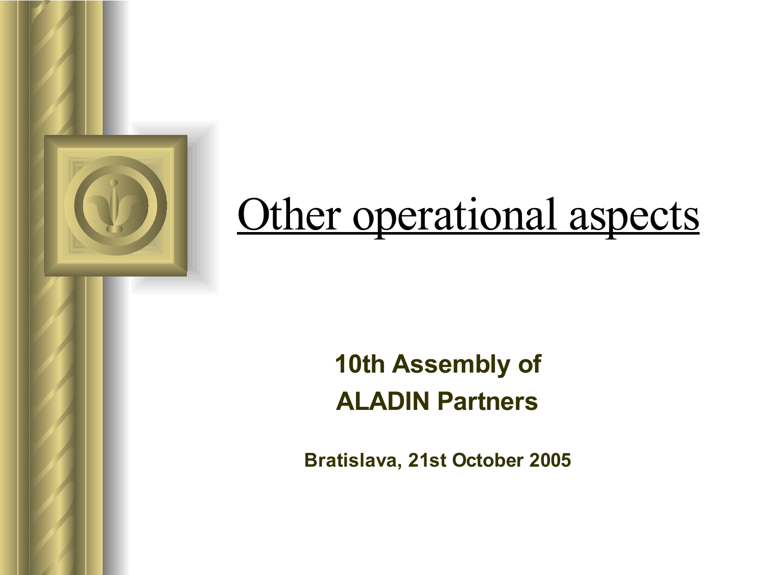# Other operational aspects

**10th Assembly of ALADIN Partners**

**Bratislava, 21st October 2005**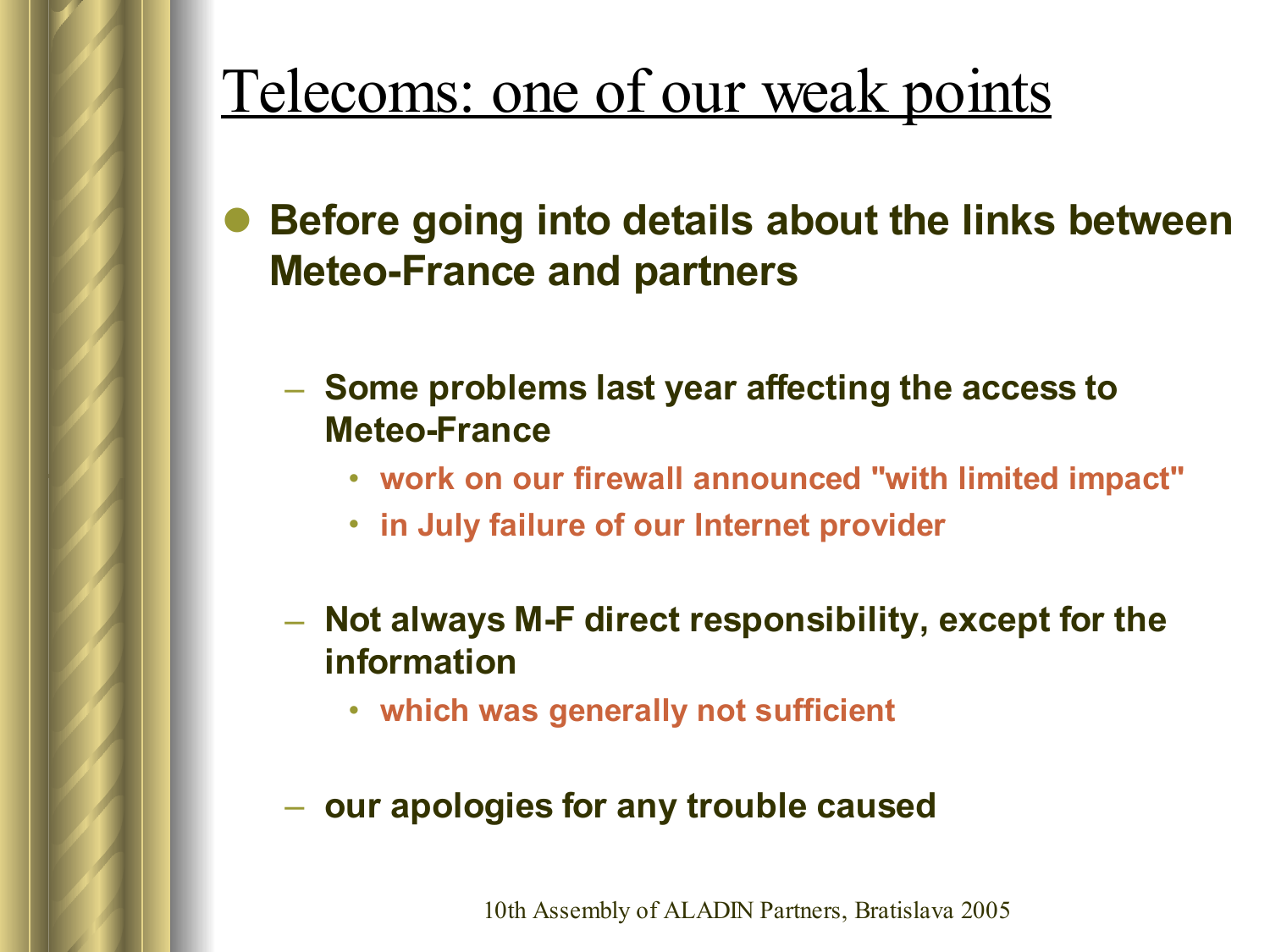# Telecoms: one of our weak points

- **Before going into details about the links between Meteo-France and partners**
  - **Some problems last year affecting the access to Meteo-France**
    - **work on our firewall announced "with limited impact"**
    - **in July failure of our Internet provider**
  - **Not always M-F direct responsibility, except for the information**
    - **which was generally not sufficient**
  - **our apologies for any trouble caused**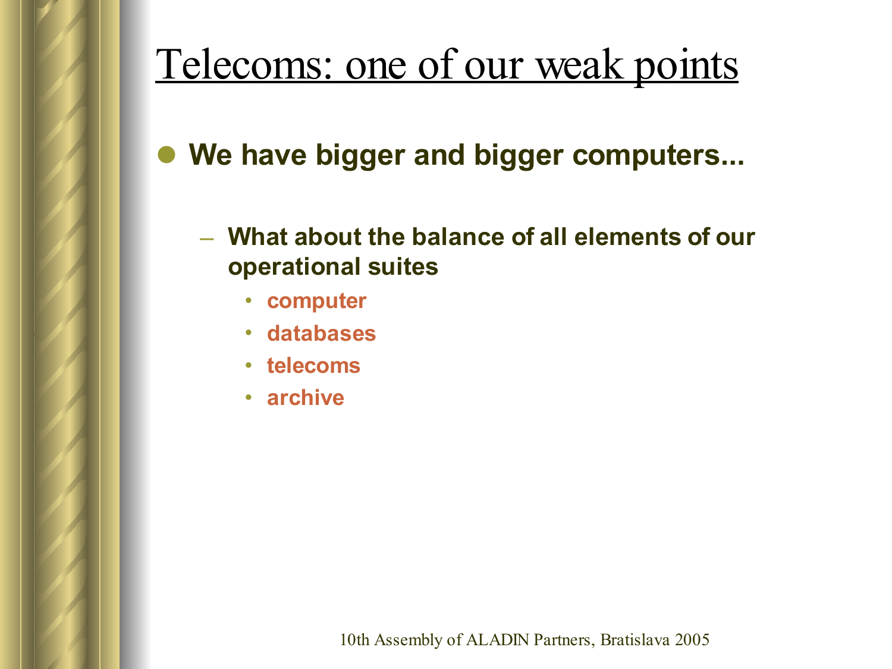# Telecoms: one of our weak points

- **We have bigger and bigger computers...**
  - **What about the balance of all elements of our operational suites**
    - **computer**
    - **databases**
    - **telecoms**
    - **archive**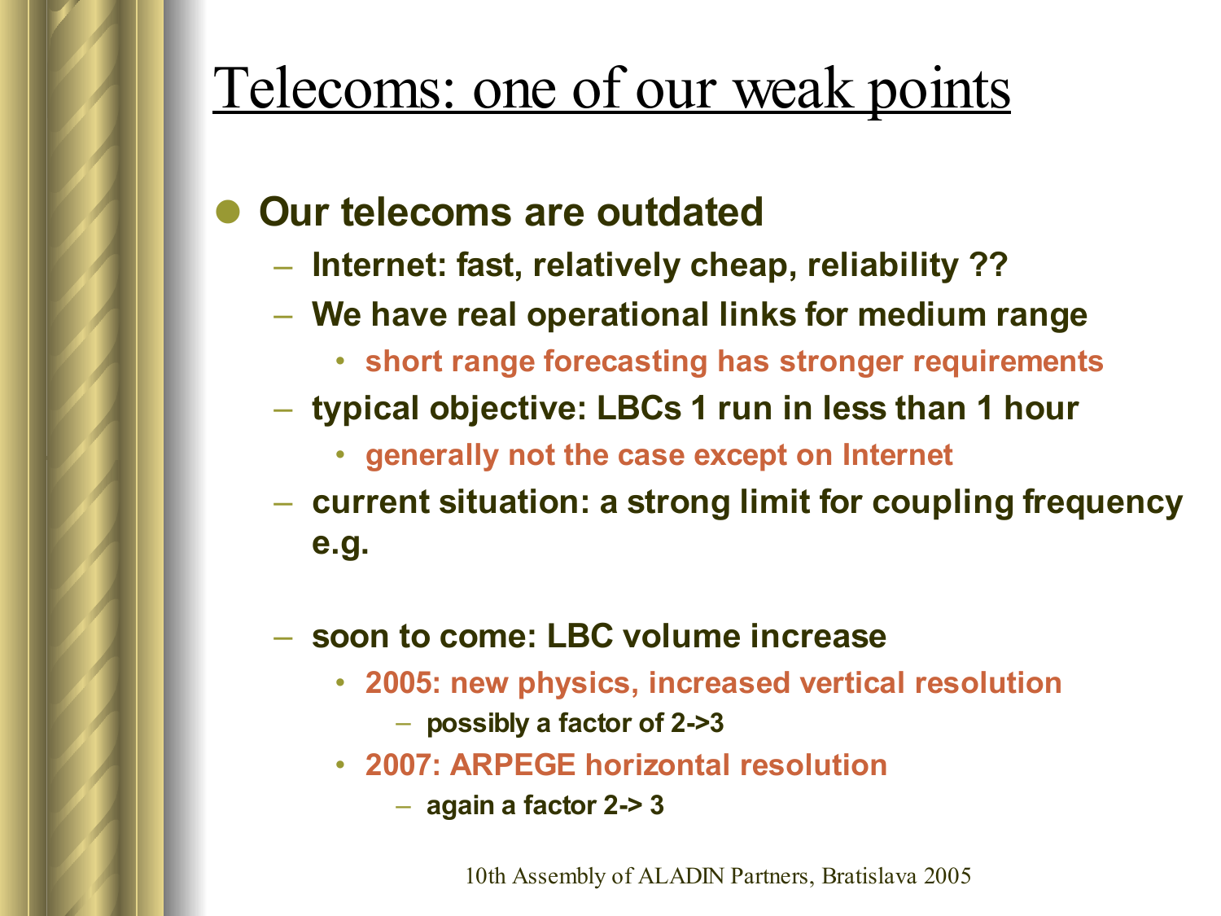# Telecoms: one of our weak points

- **Our telecoms are outdated**
  - **Internet: fast, relatively cheap, reliability ??**
  - **We have real operational links for medium range**
    - **short range forecasting has stronger requirements**
  - **typical objective: LBCs 1 run in less than 1 hour**
    - **generally not the case except on Internet**
  - **current situation: a strong limit for coupling frequency e.g.**
  - **soon to come: LBC volume increase**
    - **2005: new physics, increased vertical resolution**
      - **possibly a factor of 2->3**
    - **2007: ARPEGE horizontal resolution**
      - **again a factor 2-> 3**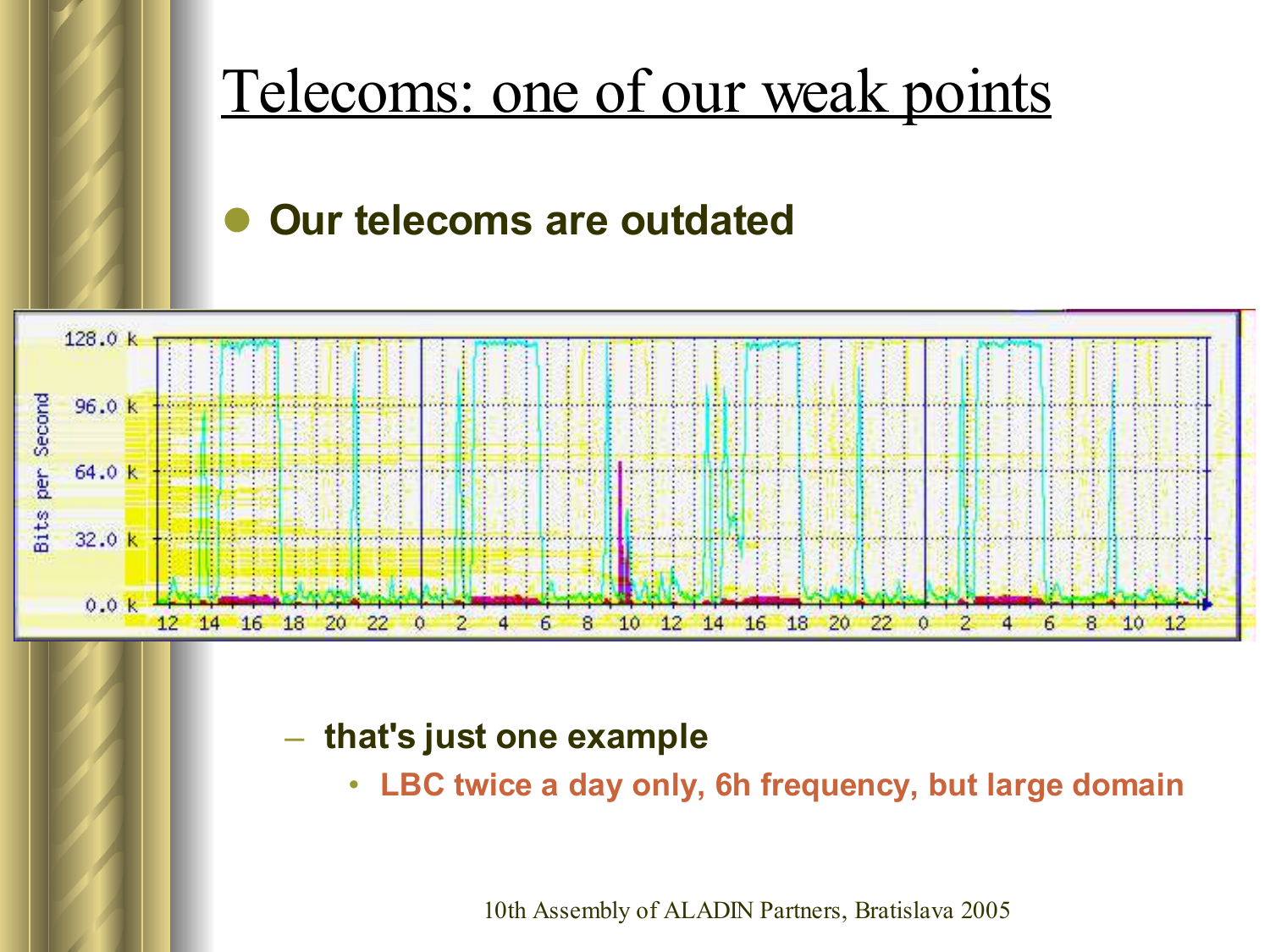# Telecoms: one of our weak points

- **Our telecoms are outdated**

  - **that's just one example**
    - **LBC twice a day only, 6h frequency, but large domain**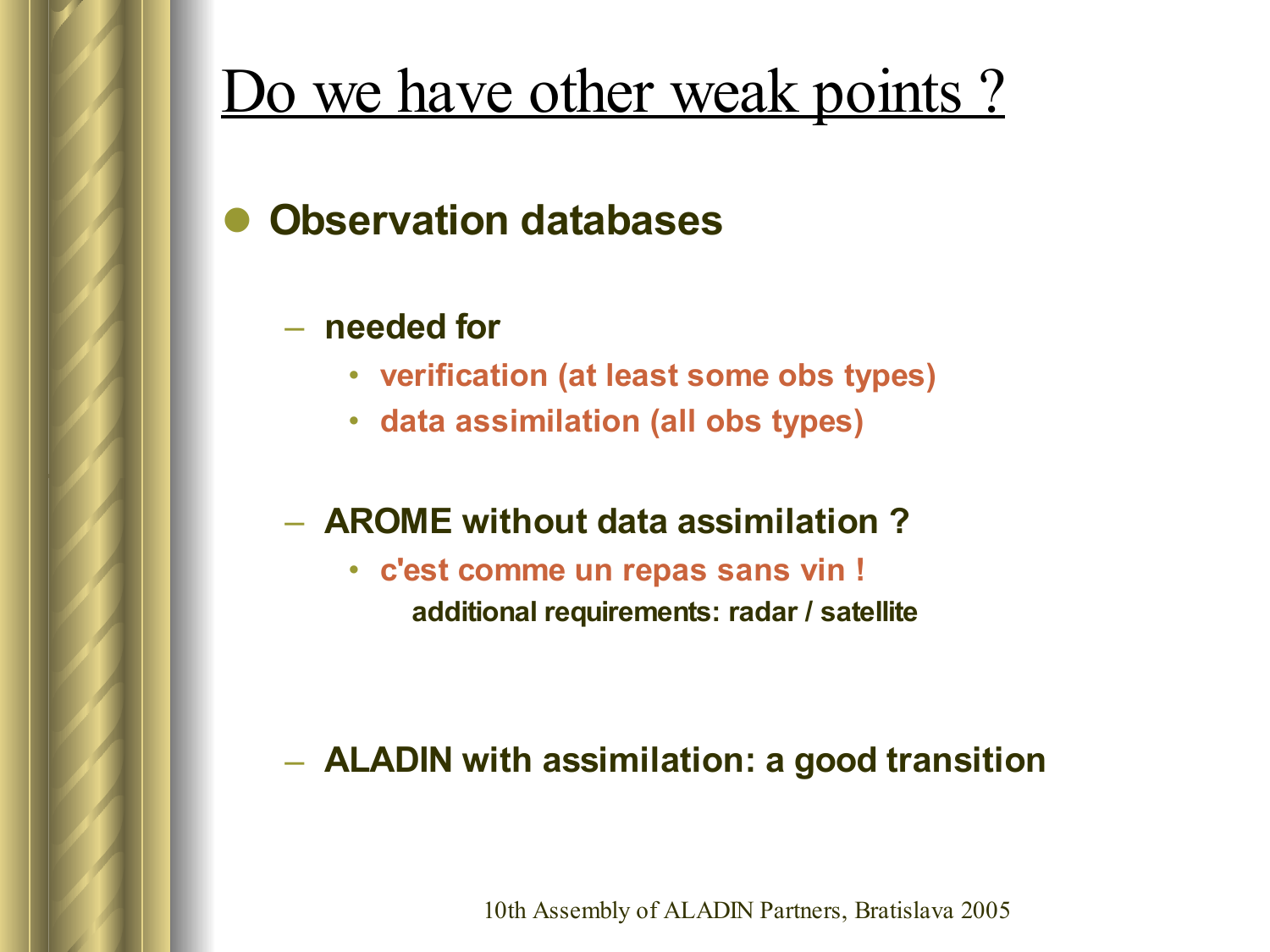# Do we have other weak points ?

- **Observation databases**
  - **needed for**
    - **verification (at least some obs types)**
    - **data assimilation (all obs types)**
  - **AROME without data assimilation ?**
    - **c'est comme un repas sans vin !**
      **additional requirements: radar / satellite**
  - **ALADIN with assimilation: a good transition**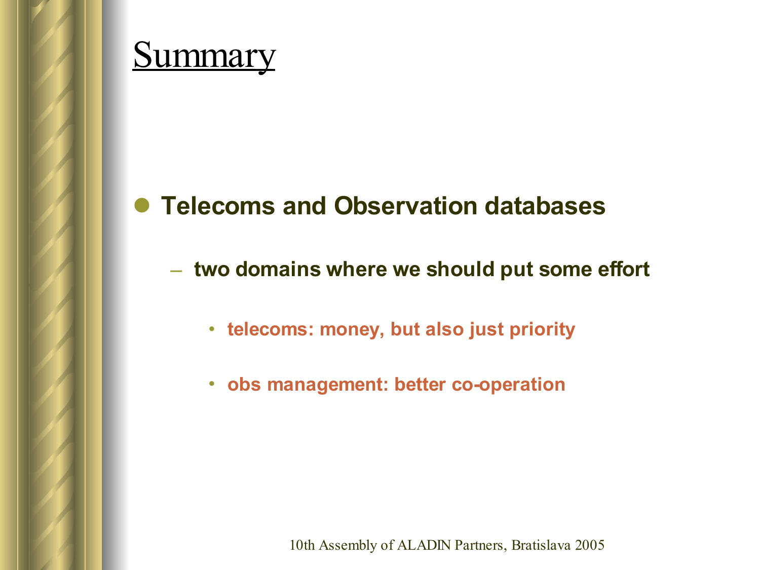# Summary

- **Telecoms and Observation databases**
  - **two domains where we should put some effort**
    - **telecoms: money, but also just priority**
    - **obs management: better co-operation**